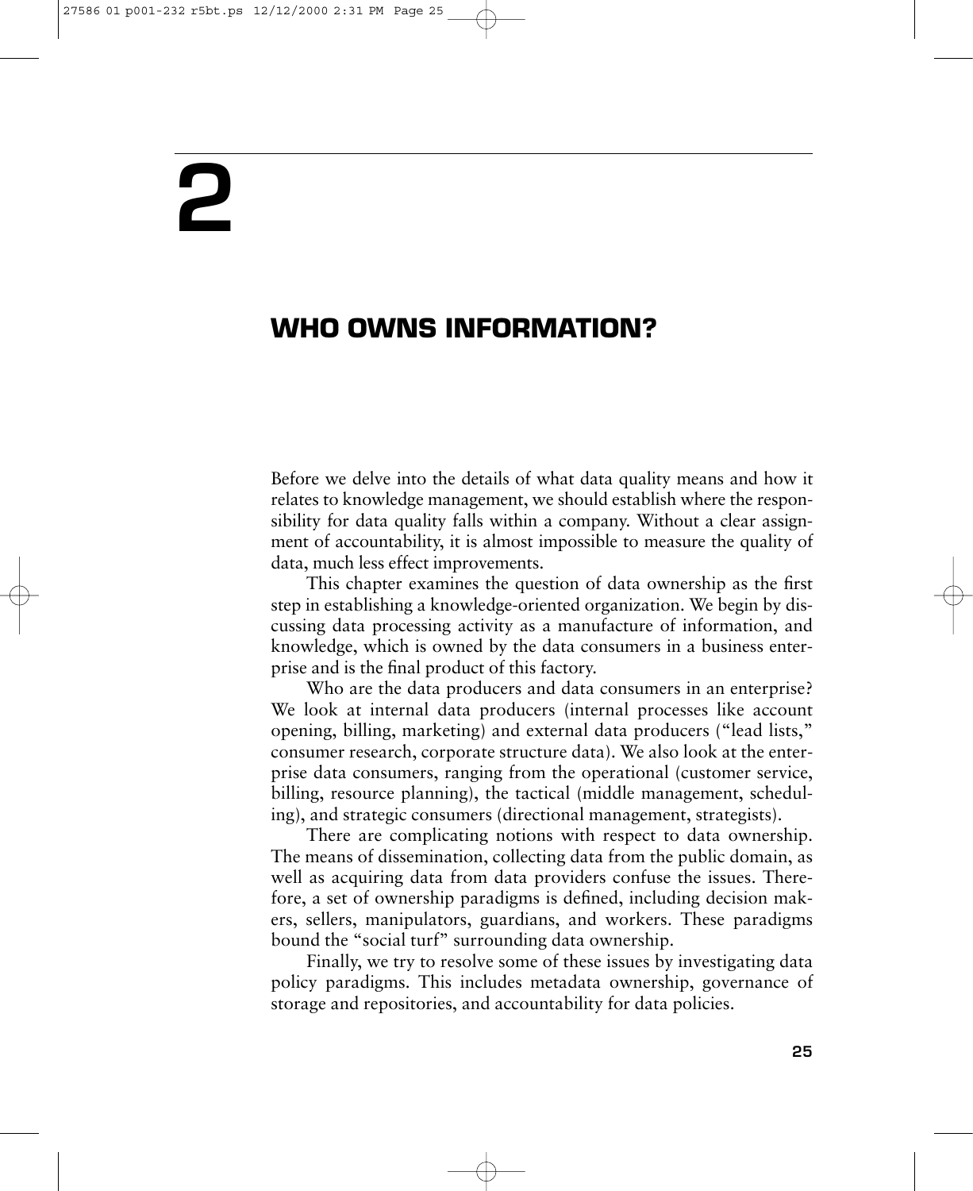# 2

## WHO OWNS INFORMATION?

Before we delve into the details of what data quality means and how it relates to knowledge management, we should establish where the responsibility for data quality falls within a company. Without a clear assignment of accountability, it is almost impossible to measure the quality of data, much less effect improvements.

This chapter examines the question of data ownership as the first step in establishing a knowledge-oriented organization. We begin by discussing data processing activity as a manufacture of information, and knowledge, which is owned by the data consumers in a business enterprise and is the final product of this factory.

Who are the data producers and data consumers in an enterprise? We look at internal data producers (internal processes like account opening, billing, marketing) and external data producers ("lead lists," consumer research, corporate structure data). We also look at the enterprise data consumers, ranging from the operational (customer service, billing, resource planning), the tactical (middle management, scheduling), and strategic consumers (directional management, strategists).

There are complicating notions with respect to data ownership. The means of dissemination, collecting data from the public domain, as well as acquiring data from data providers confuse the issues. Therefore, a set of ownership paradigms is defined, including decision makers, sellers, manipulators, guardians, and workers. These paradigms bound the "social turf" surrounding data ownership.

Finally, we try to resolve some of these issues by investigating data policy paradigms. This includes metadata ownership, governance of storage and repositories, and accountability for data policies.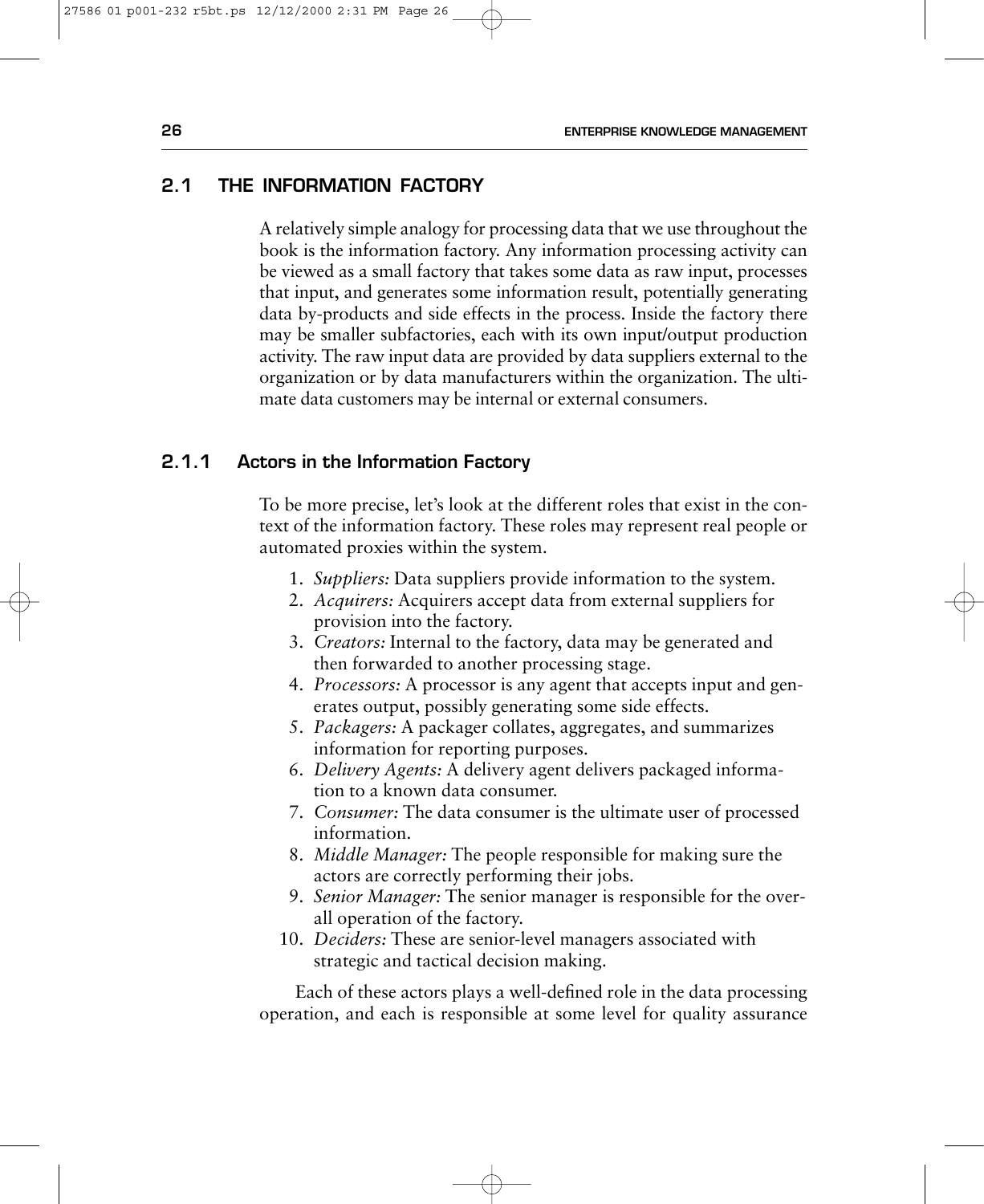## 2.1 THE INFORMATION FACTORY

A relatively simple analogy for processing data that we use throughout the book is the information factory. Any information processing activity can be viewed as a small factory that takes some data as raw input, processes that input, and generates some information result, potentially generating data by-products and side effects in the process. Inside the factory there may be smaller subfactories, each with its own input/output production activity. The raw input data are provided by data suppliers external to the organization or by data manufacturers within the organization. The ultimate data customers may be internal or external consumers.

### 2.1.1 Actors in the Information Factory

To be more precise, let's look at the different roles that exist in the context of the information factory. These roles may represent real people or automated proxies within the system.

1. *Suppliers:* Data suppliers provide information to the system.
2. *Acquirers:* Acquirers accept data from external suppliers for provision into the factory.
3. *Creators:* Internal to the factory, data may be generated and then forwarded to another processing stage.
4. *Processors:* A processor is any agent that accepts input and generates output, possibly generating some side effects.
5. *Packagers:* A packager collates, aggregates, and summarizes information for reporting purposes.
6. *Delivery Agents:* A delivery agent delivers packaged information to a known data consumer.
7. *Consumer:* The data consumer is the ultimate user of processed information.
8. *Middle Manager:* The people responsible for making sure the actors are correctly performing their jobs.
9. *Senior Manager:* The senior manager is responsible for the overall operation of the factory.
10. *Deciders:* These are senior-level managers associated with strategic and tactical decision making.

Each of these actors plays a well-defined role in the data processing operation, and each is responsible at some level for quality assurance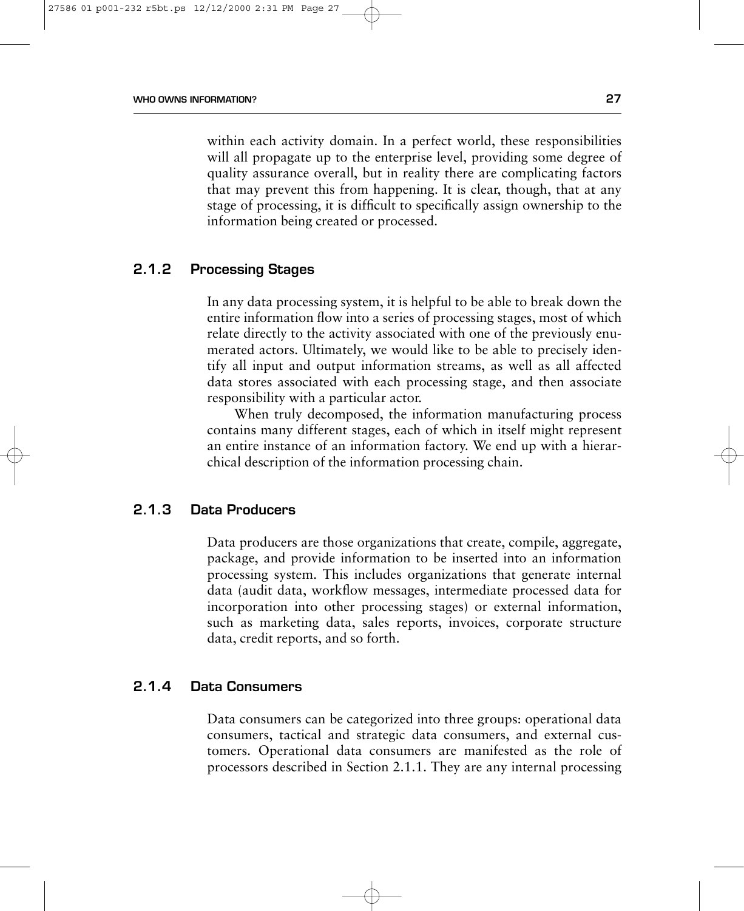within each activity domain. In a perfect world, these responsibilities will all propagate up to the enterprise level, providing some degree of quality assurance overall, but in reality there are complicating factors that may prevent this from happening. It is clear, though, that at any stage of processing, it is difficult to specifically assign ownership to the information being created or processed.

### 2.1.2 Processing Stages

In any data processing system, it is helpful to be able to break down the entire information flow into a series of processing stages, most of which relate directly to the activity associated with one of the previously enumerated actors. Ultimately, we would like to be able to precisely identify all input and output information streams, as well as all affected data stores associated with each processing stage, and then associate responsibility with a particular actor.

When truly decomposed, the information manufacturing process contains many different stages, each of which in itself might represent an entire instance of an information factory. We end up with a hierarchical description of the information processing chain.

### 2.1.3 Data Producers

Data producers are those organizations that create, compile, aggregate, package, and provide information to be inserted into an information processing system. This includes organizations that generate internal data (audit data, workflow messages, intermediate processed data for incorporation into other processing stages) or external information, such as marketing data, sales reports, invoices, corporate structure data, credit reports, and so forth.

### 2.1.4 Data Consumers

Data consumers can be categorized into three groups: operational data consumers, tactical and strategic data consumers, and external customers. Operational data consumers are manifested as the role of processors described in Section 2.1.1. They are any internal processing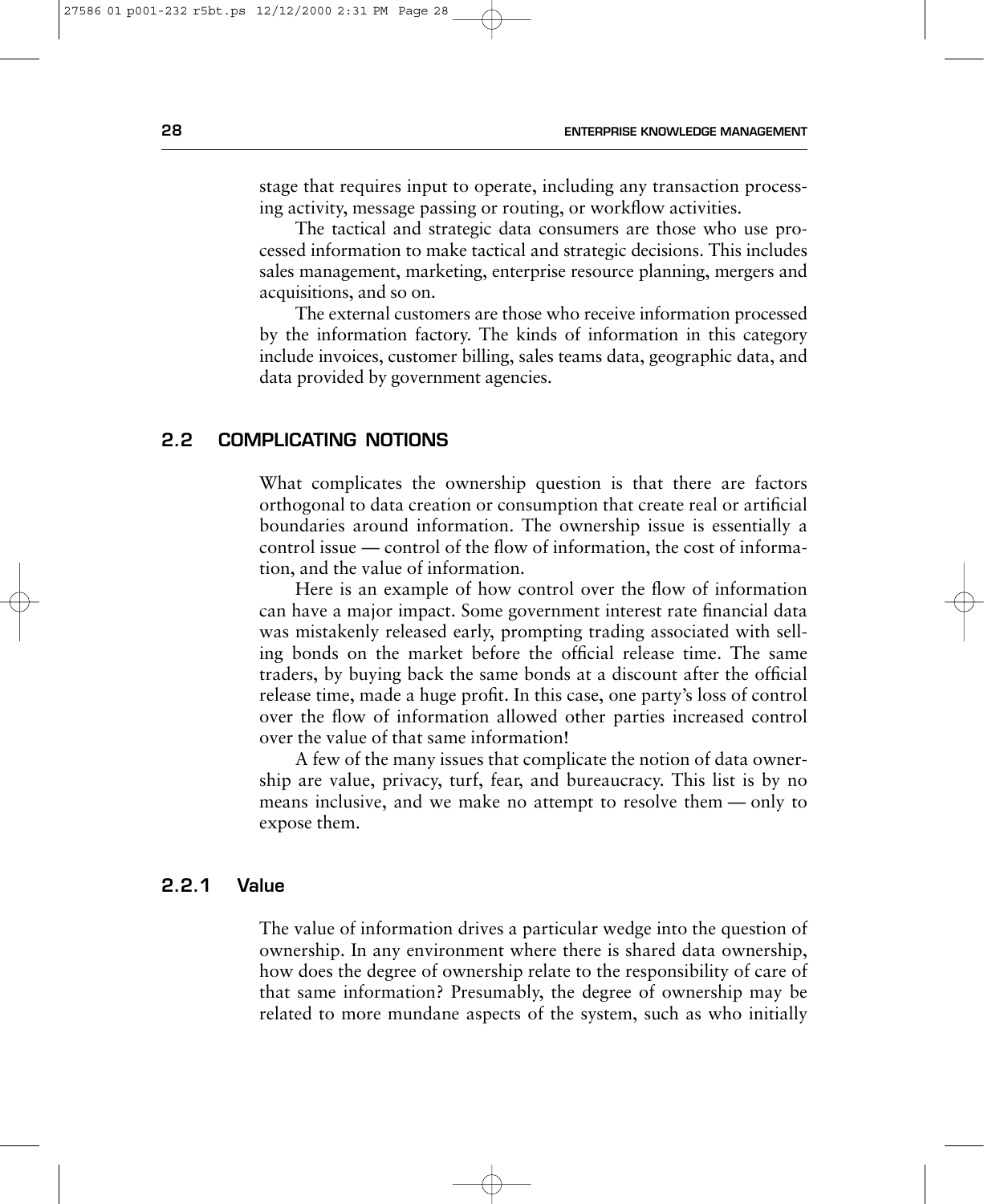stage that requires input to operate, including any transaction processing activity, message passing or routing, or workflow activities.

The tactical and strategic data consumers are those who use processed information to make tactical and strategic decisions. This includes sales management, marketing, enterprise resource planning, mergers and acquisitions, and so on.

The external customers are those who receive information processed by the information factory. The kinds of information in this category include invoices, customer billing, sales teams data, geographic data, and data provided by government agencies.

## 2.2 COMPLICATING NOTIONS

What complicates the ownership question is that there are factors orthogonal to data creation or consumption that create real or artificial boundaries around information. The ownership issue is essentially a control issue — control of the flow of information, the cost of information, and the value of information.

Here is an example of how control over the flow of information can have a major impact. Some government interest rate financial data was mistakenly released early, prompting trading associated with selling bonds on the market before the official release time. The same traders, by buying back the same bonds at a discount after the official release time, made a huge profit. In this case, one party's loss of control over the flow of information allowed other parties increased control over the value of that same information!

A few of the many issues that complicate the notion of data ownership are value, privacy, turf, fear, and bureaucracy. This list is by no means inclusive, and we make no attempt to resolve them — only to expose them.

### 2.2.1 Value

The value of information drives a particular wedge into the question of ownership. In any environment where there is shared data ownership, how does the degree of ownership relate to the responsibility of care of that same information? Presumably, the degree of ownership may be related to more mundane aspects of the system, such as who initially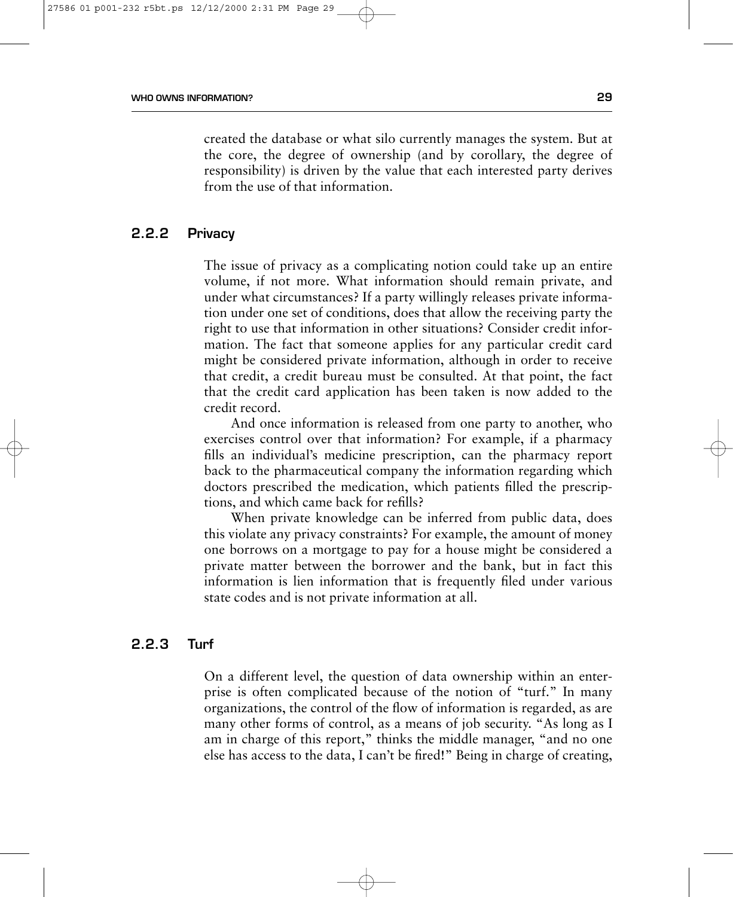created the database or what silo currently manages the system. But at the core, the degree of ownership (and by corollary, the degree of responsibility) is driven by the value that each interested party derives from the use of that information.

### 2.2.2 Privacy

The issue of privacy as a complicating notion could take up an entire volume, if not more. What information should remain private, and under what circumstances? If a party willingly releases private information under one set of conditions, does that allow the receiving party the right to use that information in other situations? Consider credit information. The fact that someone applies for any particular credit card might be considered private information, although in order to receive that credit, a credit bureau must be consulted. At that point, the fact that the credit card application has been taken is now added to the credit record.

And once information is released from one party to another, who exercises control over that information? For example, if a pharmacy fills an individual's medicine prescription, can the pharmacy report back to the pharmaceutical company the information regarding which doctors prescribed the medication, which patients filled the prescriptions, and which came back for refills?

When private knowledge can be inferred from public data, does this violate any privacy constraints? For example, the amount of money one borrows on a mortgage to pay for a house might be considered a private matter between the borrower and the bank, but in fact this information is lien information that is frequently filed under various state codes and is not private information at all.

### 2.2.3 Turf

On a different level, the question of data ownership within an enterprise is often complicated because of the notion of "turf." In many organizations, the control of the flow of information is regarded, as are many other forms of control, as a means of job security. "As long as I am in charge of this report," thinks the middle manager, "and no one else has access to the data, I can't be fired!" Being in charge of creating,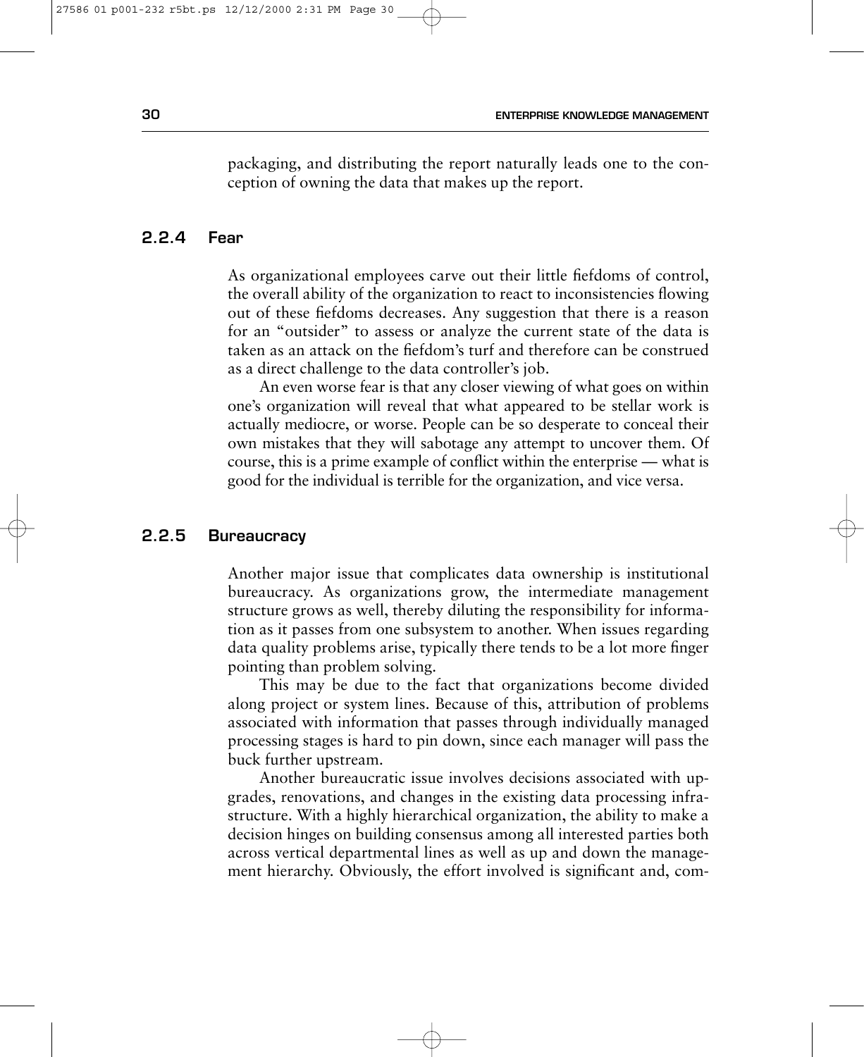packaging, and distributing the report naturally leads one to the conception of owning the data that makes up the report.

### 2.2.4 Fear

As organizational employees carve out their little fiefdoms of control, the overall ability of the organization to react to inconsistencies flowing out of these fiefdoms decreases. Any suggestion that there is a reason for an "outsider" to assess or analyze the current state of the data is taken as an attack on the fiefdom's turf and therefore can be construed as a direct challenge to the data controller's job.

An even worse fear is that any closer viewing of what goes on within one's organization will reveal that what appeared to be stellar work is actually mediocre, or worse. People can be so desperate to conceal their own mistakes that they will sabotage any attempt to uncover them. Of course, this is a prime example of conflict within the enterprise — what is good for the individual is terrible for the organization, and vice versa.

### 2.2.5 Bureaucracy

Another major issue that complicates data ownership is institutional bureaucracy. As organizations grow, the intermediate management structure grows as well, thereby diluting the responsibility for information as it passes from one subsystem to another. When issues regarding data quality problems arise, typically there tends to be a lot more finger pointing than problem solving.

This may be due to the fact that organizations become divided along project or system lines. Because of this, attribution of problems associated with information that passes through individually managed processing stages is hard to pin down, since each manager will pass the buck further upstream.

Another bureaucratic issue involves decisions associated with upgrades, renovations, and changes in the existing data processing infrastructure. With a highly hierarchical organization, the ability to make a decision hinges on building consensus among all interested parties both across vertical departmental lines as well as up and down the management hierarchy. Obviously, the effort involved is significant and, com-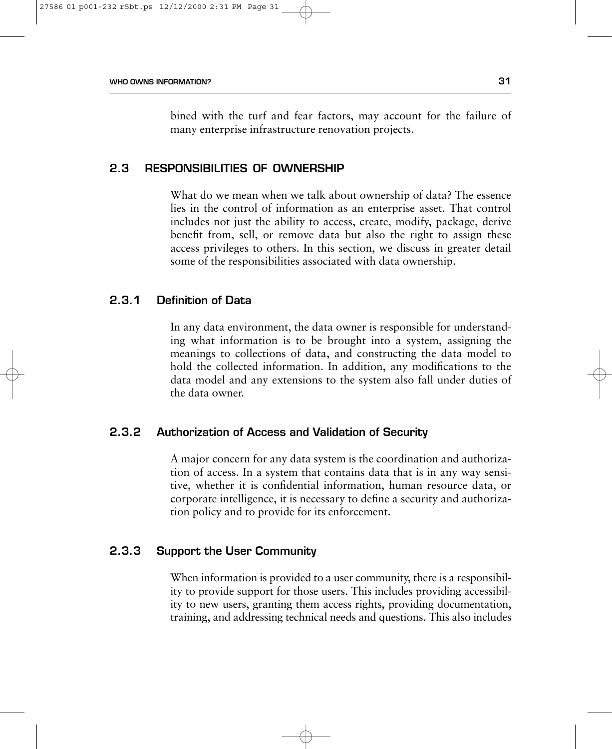bined with the turf and fear factors, may account for the failure of many enterprise infrastructure renovation projects.

## 2.3 RESPONSIBILITIES OF OWNERSHIP

What do we mean when we talk about ownership of data? The essence lies in the control of information as an enterprise asset. That control includes not just the ability to access, create, modify, package, derive benefit from, sell, or remove data but also the right to assign these access privileges to others. In this section, we discuss in greater detail some of the responsibilities associated with data ownership.

### 2.3.1 Definition of Data

In any data environment, the data owner is responsible for understanding what information is to be brought into a system, assigning the meanings to collections of data, and constructing the data model to hold the collected information. In addition, any modifications to the data model and any extensions to the system also fall under duties of the data owner.

### 2.3.2 Authorization of Access and Validation of Security

A major concern for any data system is the coordination and authorization of access. In a system that contains data that is in any way sensitive, whether it is confidential information, human resource data, or corporate intelligence, it is necessary to define a security and authorization policy and to provide for its enforcement.

### 2.3.3 Support the User Community

When information is provided to a user community, there is a responsibility to provide support for those users. This includes providing accessibility to new users, granting them access rights, providing documentation, training, and addressing technical needs and questions. This also includes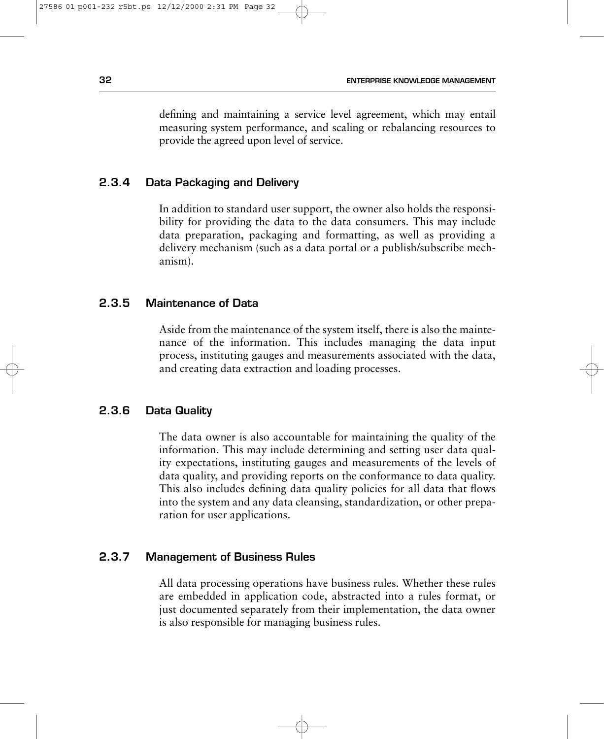defining and maintaining a service level agreement, which may entail measuring system performance, and scaling or rebalancing resources to provide the agreed upon level of service.

### 2.3.4 Data Packaging and Delivery

In addition to standard user support, the owner also holds the responsibility for providing the data to the data consumers. This may include data preparation, packaging and formatting, as well as providing a delivery mechanism (such as a data portal or a publish/subscribe mechanism).

### 2.3.5 Maintenance of Data

Aside from the maintenance of the system itself, there is also the maintenance of the information. This includes managing the data input process, instituting gauges and measurements associated with the data, and creating data extraction and loading processes.

### 2.3.6 Data Quality

The data owner is also accountable for maintaining the quality of the information. This may include determining and setting user data quality expectations, instituting gauges and measurements of the levels of data quality, and providing reports on the conformance to data quality. This also includes defining data quality policies for all data that flows into the system and any data cleansing, standardization, or other preparation for user applications.

### 2.3.7 Management of Business Rules

All data processing operations have business rules. Whether these rules are embedded in application code, abstracted into a rules format, or just documented separately from their implementation, the data owner is also responsible for managing business rules.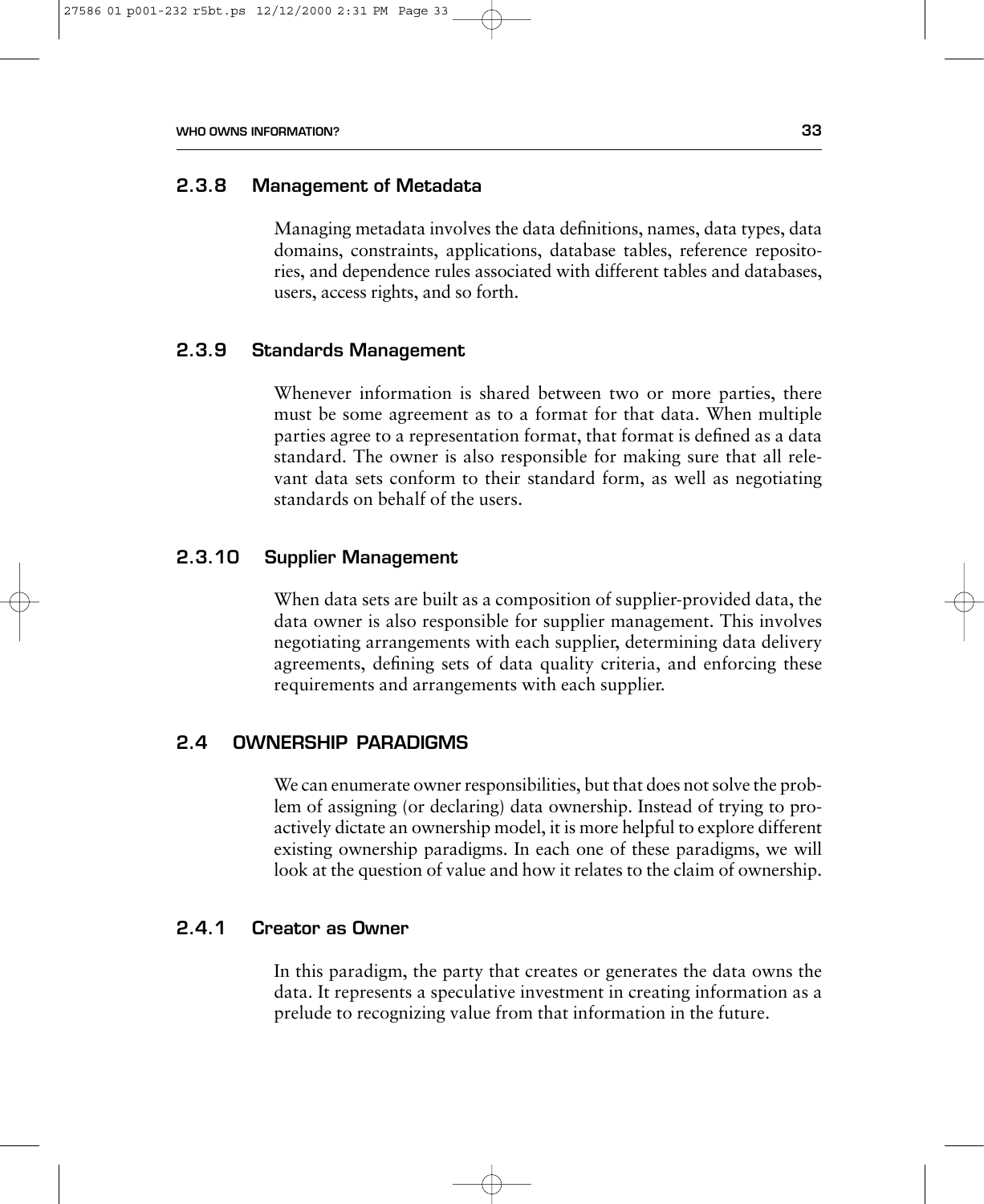### 2.3.8 Management of Metadata

Managing metadata involves the data definitions, names, data types, data domains, constraints, applications, database tables, reference repositories, and dependence rules associated with different tables and databases, users, access rights, and so forth.

### 2.3.9 Standards Management

Whenever information is shared between two or more parties, there must be some agreement as to a format for that data. When multiple parties agree to a representation format, that format is defined as a data standard. The owner is also responsible for making sure that all relevant data sets conform to their standard form, as well as negotiating standards on behalf of the users.

### 2.3.10 Supplier Management

When data sets are built as a composition of supplier-provided data, the data owner is also responsible for supplier management. This involves negotiating arrangements with each supplier, determining data delivery agreements, defining sets of data quality criteria, and enforcing these requirements and arrangements with each supplier.

## 2.4 OWNERSHIP PARADIGMS

We can enumerate owner responsibilities, but that does not solve the problem of assigning (or declaring) data ownership. Instead of trying to proactively dictate an ownership model, it is more helpful to explore different existing ownership paradigms. In each one of these paradigms, we will look at the question of value and how it relates to the claim of ownership.

### 2.4.1 Creator as Owner

In this paradigm, the party that creates or generates the data owns the data. It represents a speculative investment in creating information as a prelude to recognizing value from that information in the future.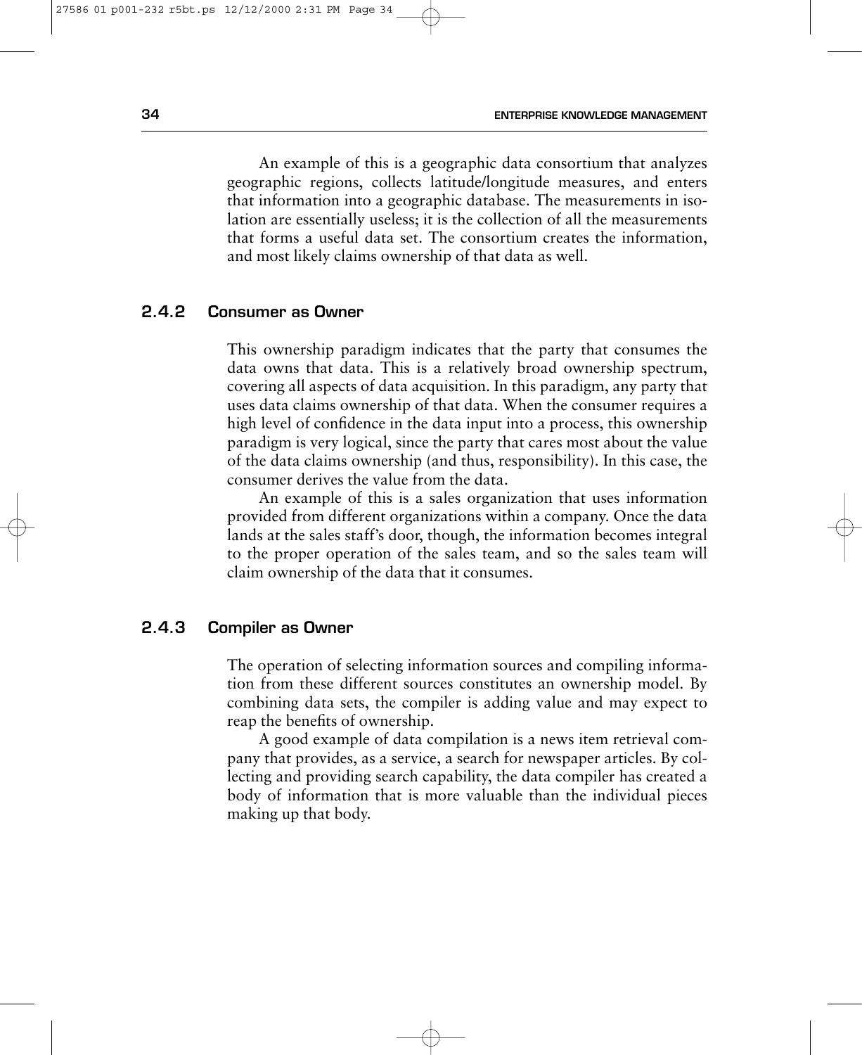An example of this is a geographic data consortium that analyzes geographic regions, collects latitude/longitude measures, and enters that information into a geographic database. The measurements in isolation are essentially useless; it is the collection of all the measurements that forms a useful data set. The consortium creates the information, and most likely claims ownership of that data as well.

### 2.4.2 Consumer as Owner

This ownership paradigm indicates that the party that consumes the data owns that data. This is a relatively broad ownership spectrum, covering all aspects of data acquisition. In this paradigm, any party that uses data claims ownership of that data. When the consumer requires a high level of confidence in the data input into a process, this ownership paradigm is very logical, since the party that cares most about the value of the data claims ownership (and thus, responsibility). In this case, the consumer derives the value from the data.

An example of this is a sales organization that uses information provided from different organizations within a company. Once the data lands at the sales staff's door, though, the information becomes integral to the proper operation of the sales team, and so the sales team will claim ownership of the data that it consumes.

### 2.4.3 Compiler as Owner

The operation of selecting information sources and compiling information from these different sources constitutes an ownership model. By combining data sets, the compiler is adding value and may expect to reap the benefits of ownership.

A good example of data compilation is a news item retrieval company that provides, as a service, a search for newspaper articles. By collecting and providing search capability, the data compiler has created a body of information that is more valuable than the individual pieces making up that body.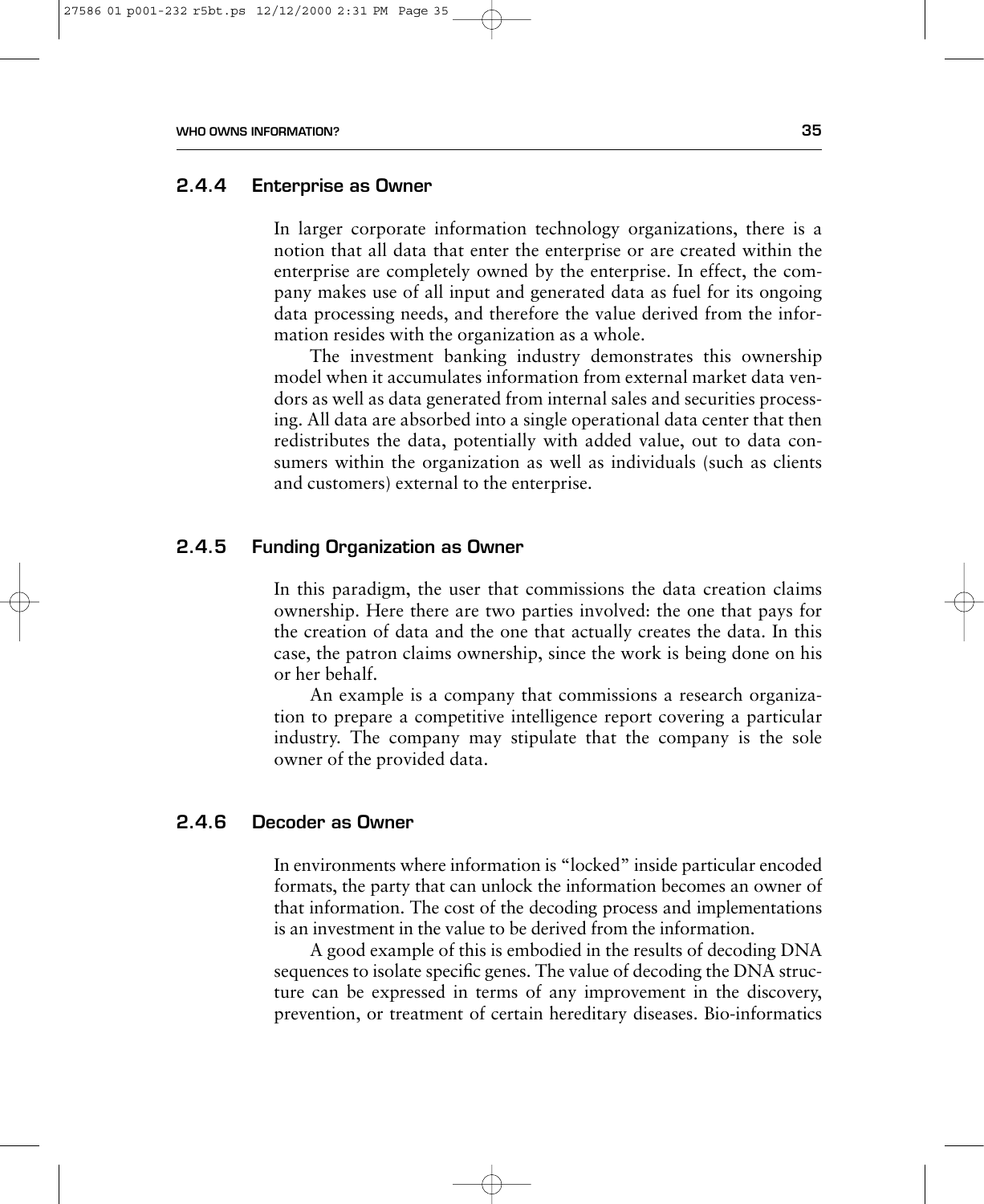### 2.4.4 Enterprise as Owner

In larger corporate information technology organizations, there is a notion that all data that enter the enterprise or are created within the enterprise are completely owned by the enterprise. In effect, the company makes use of all input and generated data as fuel for its ongoing data processing needs, and therefore the value derived from the information resides with the organization as a whole.

The investment banking industry demonstrates this ownership model when it accumulates information from external market data vendors as well as data generated from internal sales and securities processing. All data are absorbed into a single operational data center that then redistributes the data, potentially with added value, out to data consumers within the organization as well as individuals (such as clients and customers) external to the enterprise.

### 2.4.5 Funding Organization as Owner

In this paradigm, the user that commissions the data creation claims ownership. Here there are two parties involved: the one that pays for the creation of data and the one that actually creates the data. In this case, the patron claims ownership, since the work is being done on his or her behalf.

An example is a company that commissions a research organization to prepare a competitive intelligence report covering a particular industry. The company may stipulate that the company is the sole owner of the provided data.

### 2.4.6 Decoder as Owner

In environments where information is "locked" inside particular encoded formats, the party that can unlock the information becomes an owner of that information. The cost of the decoding process and implementations is an investment in the value to be derived from the information.

A good example of this is embodied in the results of decoding DNA sequences to isolate specific genes. The value of decoding the DNA structure can be expressed in terms of any improvement in the discovery, prevention, or treatment of certain hereditary diseases. Bio-informatics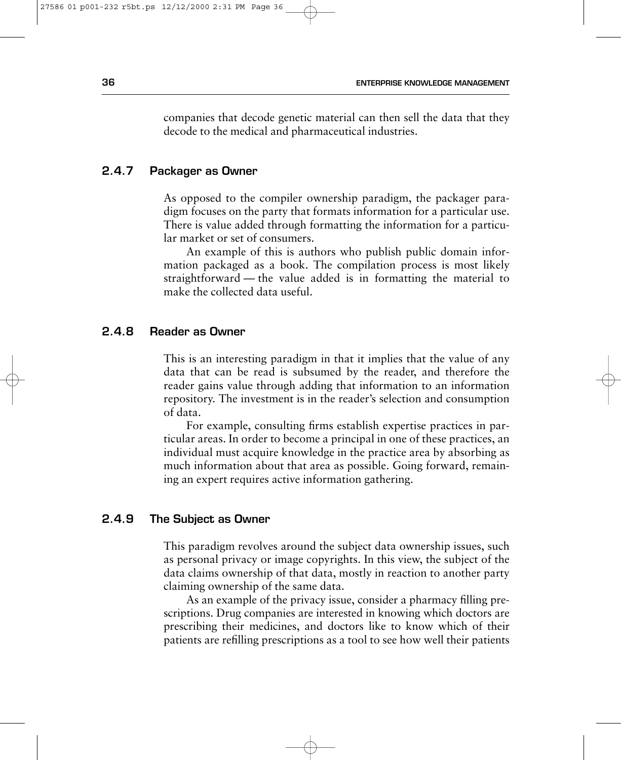companies that decode genetic material can then sell the data that they decode to the medical and pharmaceutical industries.

### 2.4.7 Packager as Owner

As opposed to the compiler ownership paradigm, the packager paradigm focuses on the party that formats information for a particular use. There is value added through formatting the information for a particular market or set of consumers.

An example of this is authors who publish public domain information packaged as a book. The compilation process is most likely straightforward — the value added is in formatting the material to make the collected data useful.

### 2.4.8 Reader as Owner

This is an interesting paradigm in that it implies that the value of any data that can be read is subsumed by the reader, and therefore the reader gains value through adding that information to an information repository. The investment is in the reader's selection and consumption of data.

For example, consulting firms establish expertise practices in particular areas. In order to become a principal in one of these practices, an individual must acquire knowledge in the practice area by absorbing as much information about that area as possible. Going forward, remaining an expert requires active information gathering.

### 2.4.9 The Subject as Owner

This paradigm revolves around the subject data ownership issues, such as personal privacy or image copyrights. In this view, the subject of the data claims ownership of that data, mostly in reaction to another party claiming ownership of the same data.

As an example of the privacy issue, consider a pharmacy filling prescriptions. Drug companies are interested in knowing which doctors are prescribing their medicines, and doctors like to know which of their patients are refilling prescriptions as a tool to see how well their patients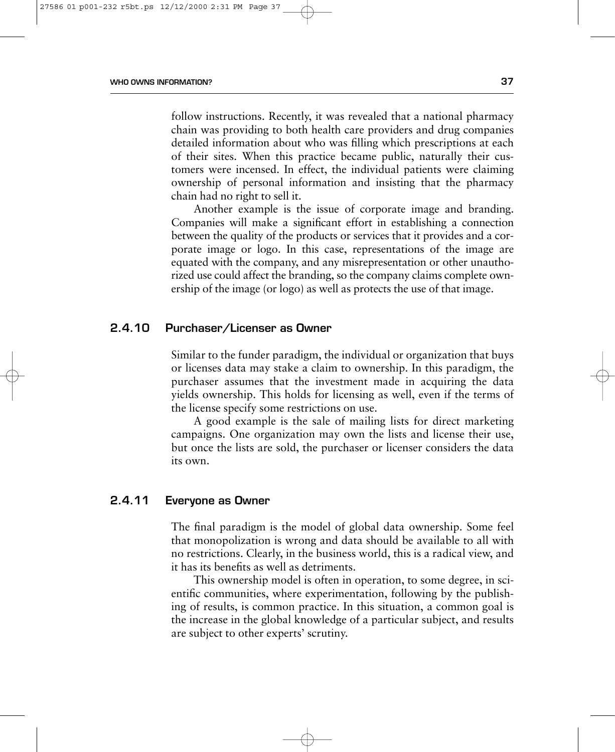follow instructions. Recently, it was revealed that a national pharmacy chain was providing to both health care providers and drug companies detailed information about who was filling which prescriptions at each of their sites. When this practice became public, naturally their customers were incensed. In effect, the individual patients were claiming ownership of personal information and insisting that the pharmacy chain had no right to sell it.

Another example is the issue of corporate image and branding. Companies will make a significant effort in establishing a connection between the quality of the products or services that it provides and a corporate image or logo. In this case, representations of the image are equated with the company, and any misrepresentation or other unauthorized use could affect the branding, so the company claims complete ownership of the image (or logo) as well as protects the use of that image.

### 2.4.10 Purchaser/Licenser as Owner

Similar to the funder paradigm, the individual or organization that buys or licenses data may stake a claim to ownership. In this paradigm, the purchaser assumes that the investment made in acquiring the data yields ownership. This holds for licensing as well, even if the terms of the license specify some restrictions on use.

A good example is the sale of mailing lists for direct marketing campaigns. One organization may own the lists and license their use, but once the lists are sold, the purchaser or licenser considers the data its own.

### 2.4.11 Everyone as Owner

The final paradigm is the model of global data ownership. Some feel that monopolization is wrong and data should be available to all with no restrictions. Clearly, in the business world, this is a radical view, and it has its benefits as well as detriments.

This ownership model is often in operation, to some degree, in scientific communities, where experimentation, following by the publishing of results, is common practice. In this situation, a common goal is the increase in the global knowledge of a particular subject, and results are subject to other experts' scrutiny.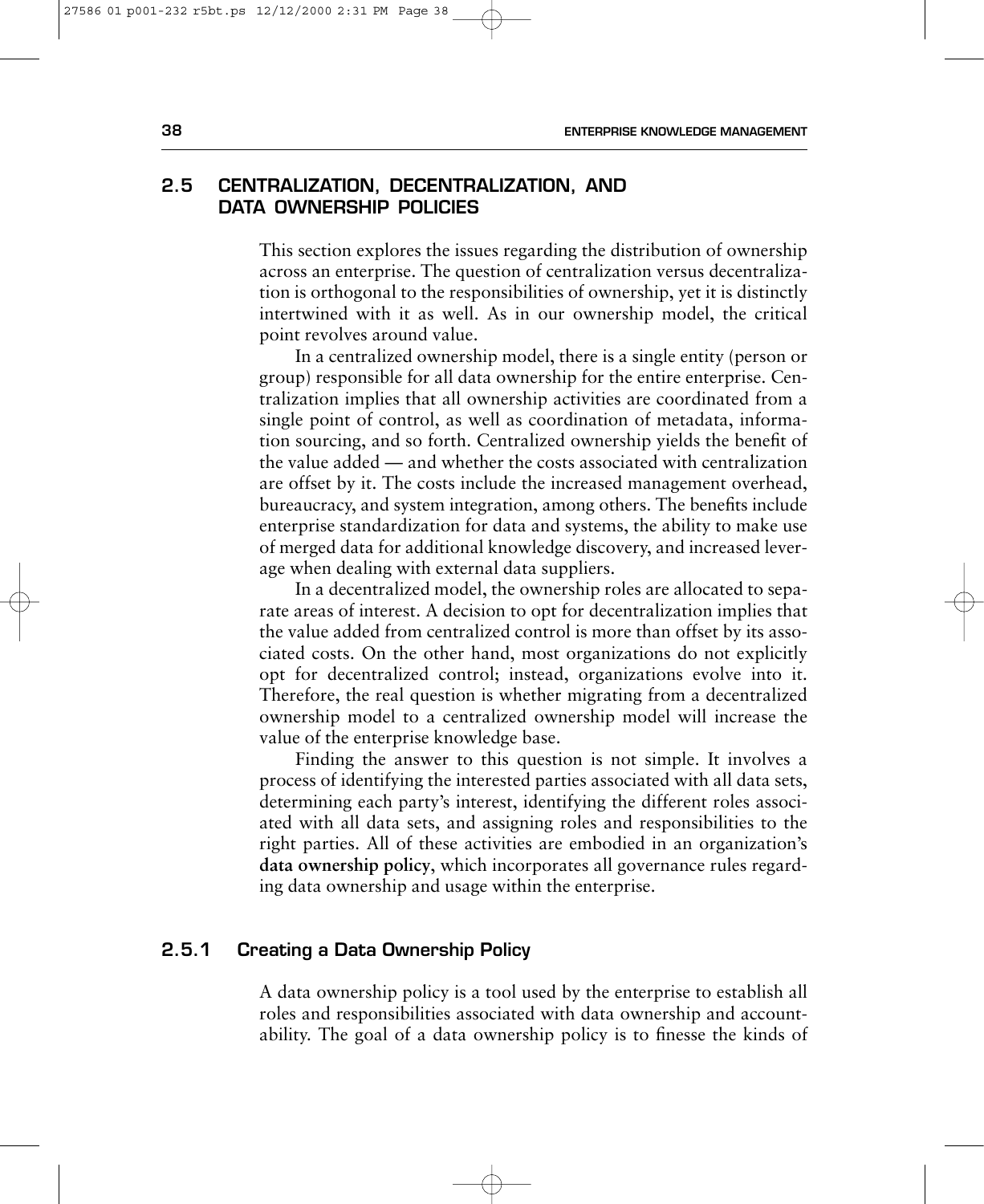## 2.5 CENTRALIZATION, DECENTRALIZATION, AND DATA OWNERSHIP POLICIES

This section explores the issues regarding the distribution of ownership across an enterprise. The question of centralization versus decentralization is orthogonal to the responsibilities of ownership, yet it is distinctly intertwined with it as well. As in our ownership model, the critical point revolves around value.

In a centralized ownership model, there is a single entity (person or group) responsible for all data ownership for the entire enterprise. Centralization implies that all ownership activities are coordinated from a single point of control, as well as coordination of metadata, information sourcing, and so forth. Centralized ownership yields the benefit of the value added — and whether the costs associated with centralization are offset by it. The costs include the increased management overhead, bureaucracy, and system integration, among others. The benefits include enterprise standardization for data and systems, the ability to make use of merged data for additional knowledge discovery, and increased leverage when dealing with external data suppliers.

In a decentralized model, the ownership roles are allocated to separate areas of interest. A decision to opt for decentralization implies that the value added from centralized control is more than offset by its associated costs. On the other hand, most organizations do not explicitly opt for decentralized control; instead, organizations evolve into it. Therefore, the real question is whether migrating from a decentralized ownership model to a centralized ownership model will increase the value of the enterprise knowledge base.

Finding the answer to this question is not simple. It involves a process of identifying the interested parties associated with all data sets, determining each party's interest, identifying the different roles associated with all data sets, and assigning roles and responsibilities to the right parties. All of these activities are embodied in an organization's **data ownership policy**, which incorporates all governance rules regarding data ownership and usage within the enterprise.

### 2.5.1 Creating a Data Ownership Policy

A data ownership policy is a tool used by the enterprise to establish all roles and responsibilities associated with data ownership and accountability. The goal of a data ownership policy is to finesse the kinds of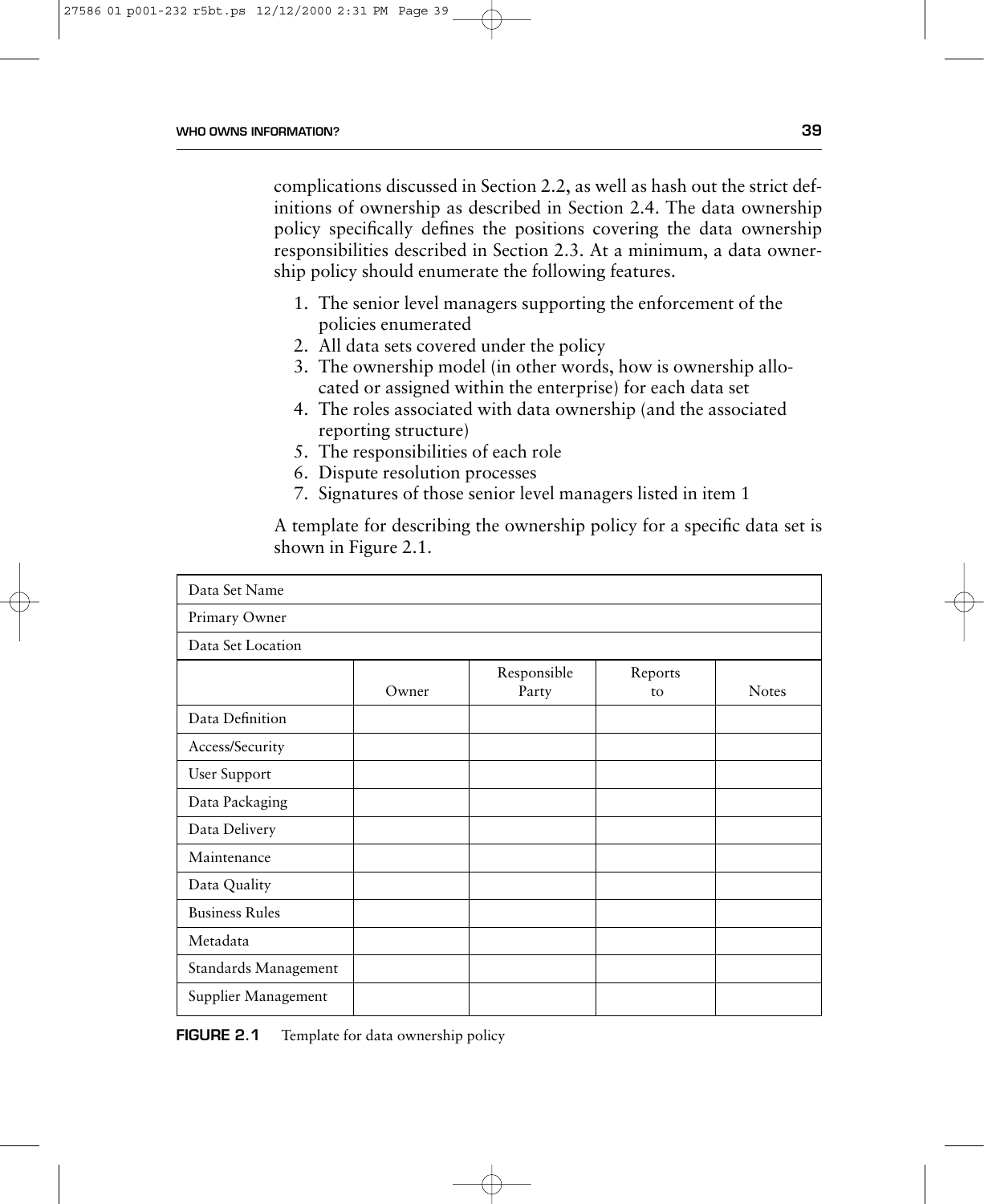complications discussed in Section 2.2, as well as hash out the strict definitions of ownership as described in Section 2.4. The data ownership policy specifically defines the positions covering the data ownership responsibilities described in Section 2.3. At a minimum, a data ownership policy should enumerate the following features.

1. The senior level managers supporting the enforcement of the policies enumerated
2. All data sets covered under the policy
3. The ownership model (in other words, how is ownership allocated or assigned within the enterprise) for each data set
4. The roles associated with data ownership (and the associated reporting structure)
5. The responsibilities of each role
6. Dispute resolution processes
7. Signatures of those senior level managers listed in item 1

A template for describing the ownership policy for a specific data set is shown in Figure 2.1.

| Data Set Name | | | | |
|---|---|---|---|---|
| Primary Owner | | | | |
| Data Set Location | | | | |
| | Owner | Responsible Party | Reports to | Notes |
| Data Definition | | | | |
| Access/Security | | | | |
| User Support | | | | |
| Data Packaging | | | | |
| Data Delivery | | | | |
| Maintenance | | | | |
| Data Quality | | | | |
| Business Rules | | | | |
| Metadata | | | | |
| Standards Management | | | | |
| Supplier Management | | | | |

**FIGURE 2.1** Template for data ownership policy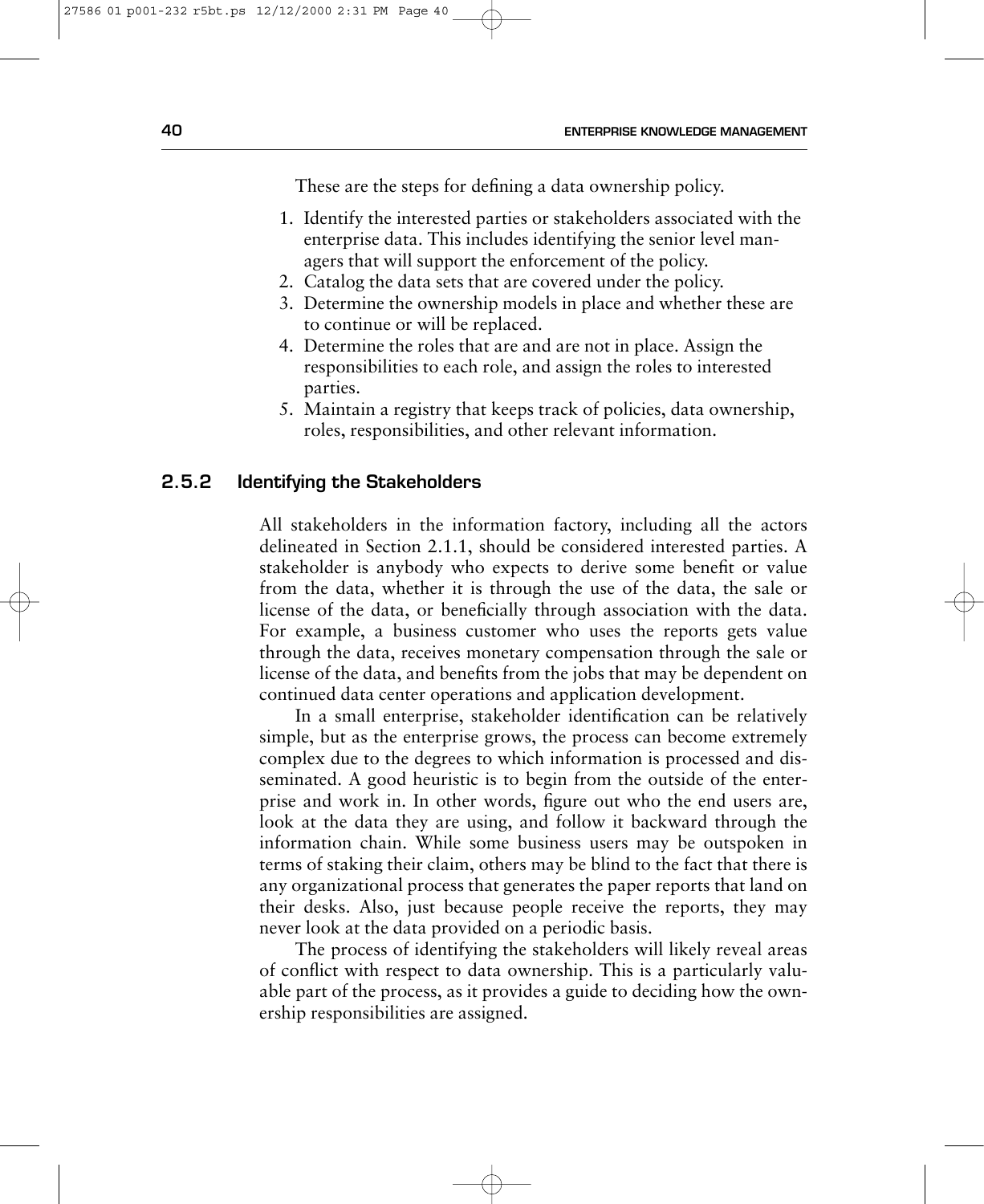These are the steps for defining a data ownership policy.

1. Identify the interested parties or stakeholders associated with the enterprise data. This includes identifying the senior level managers that will support the enforcement of the policy.
2. Catalog the data sets that are covered under the policy.
3. Determine the ownership models in place and whether these are to continue or will be replaced.
4. Determine the roles that are and are not in place. Assign the responsibilities to each role, and assign the roles to interested parties.
5. Maintain a registry that keeps track of policies, data ownership, roles, responsibilities, and other relevant information.

### 2.5.2 Identifying the Stakeholders

All stakeholders in the information factory, including all the actors delineated in Section 2.1.1, should be considered interested parties. A stakeholder is anybody who expects to derive some benefit or value from the data, whether it is through the use of the data, the sale or license of the data, or beneficially through association with the data. For example, a business customer who uses the reports gets value through the data, receives monetary compensation through the sale or license of the data, and benefits from the jobs that may be dependent on continued data center operations and application development.

In a small enterprise, stakeholder identification can be relatively simple, but as the enterprise grows, the process can become extremely complex due to the degrees to which information is processed and disseminated. A good heuristic is to begin from the outside of the enterprise and work in. In other words, figure out who the end users are, look at the data they are using, and follow it backward through the information chain. While some business users may be outspoken in terms of staking their claim, others may be blind to the fact that there is any organizational process that generates the paper reports that land on their desks. Also, just because people receive the reports, they may never look at the data provided on a periodic basis.

The process of identifying the stakeholders will likely reveal areas of conflict with respect to data ownership. This is a particularly valuable part of the process, as it provides a guide to deciding how the ownership responsibilities are assigned.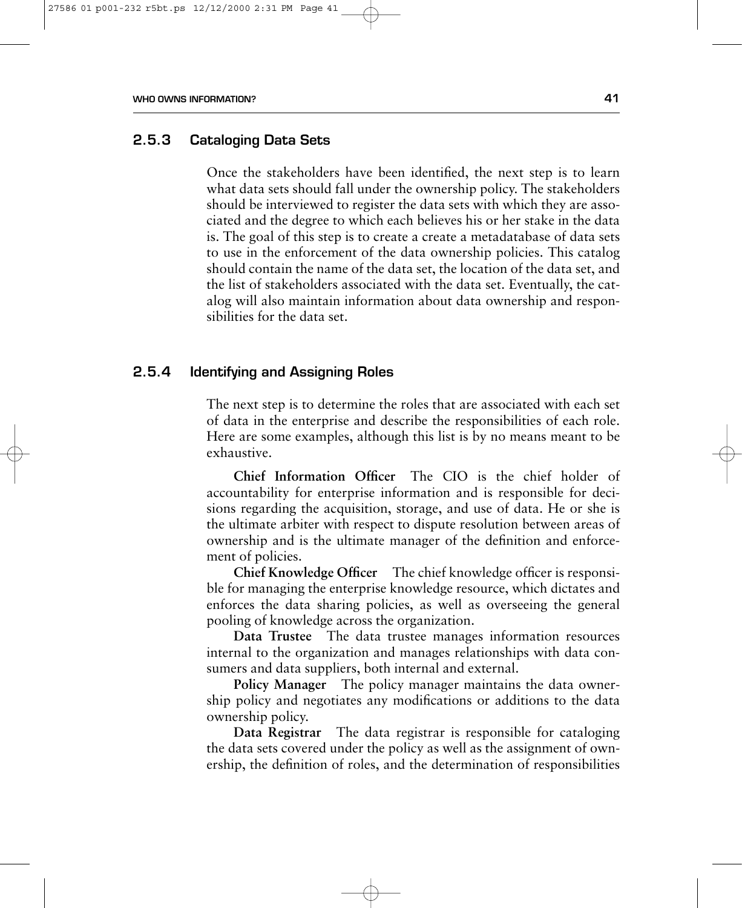### 2.5.3 Cataloging Data Sets

Once the stakeholders have been identified, the next step is to learn what data sets should fall under the ownership policy. The stakeholders should be interviewed to register the data sets with which they are associated and the degree to which each believes his or her stake in the data is. The goal of this step is to create a create a metadatabase of data sets to use in the enforcement of the data ownership policies. This catalog should contain the name of the data set, the location of the data set, and the list of stakeholders associated with the data set. Eventually, the catalog will also maintain information about data ownership and responsibilities for the data set.

### 2.5.4 Identifying and Assigning Roles

The next step is to determine the roles that are associated with each set of data in the enterprise and describe the responsibilities of each role. Here are some examples, although this list is by no means meant to be exhaustive.

**Chief Information Officer** The CIO is the chief holder of accountability for enterprise information and is responsible for decisions regarding the acquisition, storage, and use of data. He or she is the ultimate arbiter with respect to dispute resolution between areas of ownership and is the ultimate manager of the definition and enforcement of policies.

**Chief Knowledge Officer** The chief knowledge officer is responsible for managing the enterprise knowledge resource, which dictates and enforces the data sharing policies, as well as overseeing the general pooling of knowledge across the organization.

**Data Trustee** The data trustee manages information resources internal to the organization and manages relationships with data consumers and data suppliers, both internal and external.

**Policy Manager** The policy manager maintains the data ownership policy and negotiates any modifications or additions to the data ownership policy.

**Data Registrar** The data registrar is responsible for cataloging the data sets covered under the policy as well as the assignment of ownership, the definition of roles, and the determination of responsibilities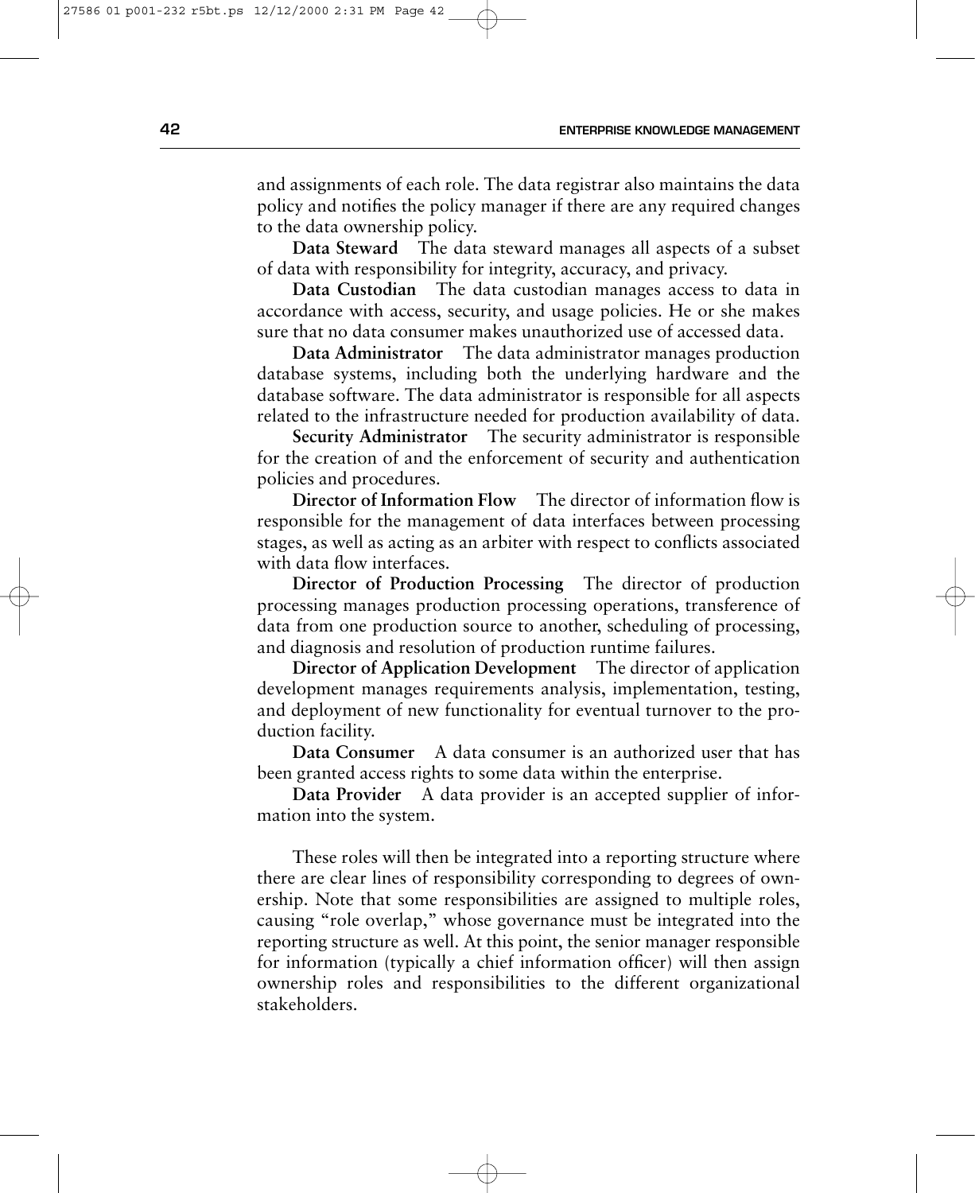and assignments of each role. The data registrar also maintains the data policy and notifies the policy manager if there are any required changes to the data ownership policy.

**Data Steward** The data steward manages all aspects of a subset of data with responsibility for integrity, accuracy, and privacy.

**Data Custodian** The data custodian manages access to data in accordance with access, security, and usage policies. He or she makes sure that no data consumer makes unauthorized use of accessed data.

**Data Administrator** The data administrator manages production database systems, including both the underlying hardware and the database software. The data administrator is responsible for all aspects related to the infrastructure needed for production availability of data.

**Security Administrator** The security administrator is responsible for the creation of and the enforcement of security and authentication policies and procedures.

**Director of Information Flow** The director of information flow is responsible for the management of data interfaces between processing stages, as well as acting as an arbiter with respect to conflicts associated with data flow interfaces.

**Director of Production Processing** The director of production processing manages production processing operations, transference of data from one production source to another, scheduling of processing, and diagnosis and resolution of production runtime failures.

**Director of Application Development** The director of application development manages requirements analysis, implementation, testing, and deployment of new functionality for eventual turnover to the production facility.

**Data Consumer** A data consumer is an authorized user that has been granted access rights to some data within the enterprise.

**Data Provider** A data provider is an accepted supplier of information into the system.

These roles will then be integrated into a reporting structure where there are clear lines of responsibility corresponding to degrees of ownership. Note that some responsibilities are assigned to multiple roles, causing "role overlap," whose governance must be integrated into the reporting structure as well. At this point, the senior manager responsible for information (typically a chief information officer) will then assign ownership roles and responsibilities to the different organizational stakeholders.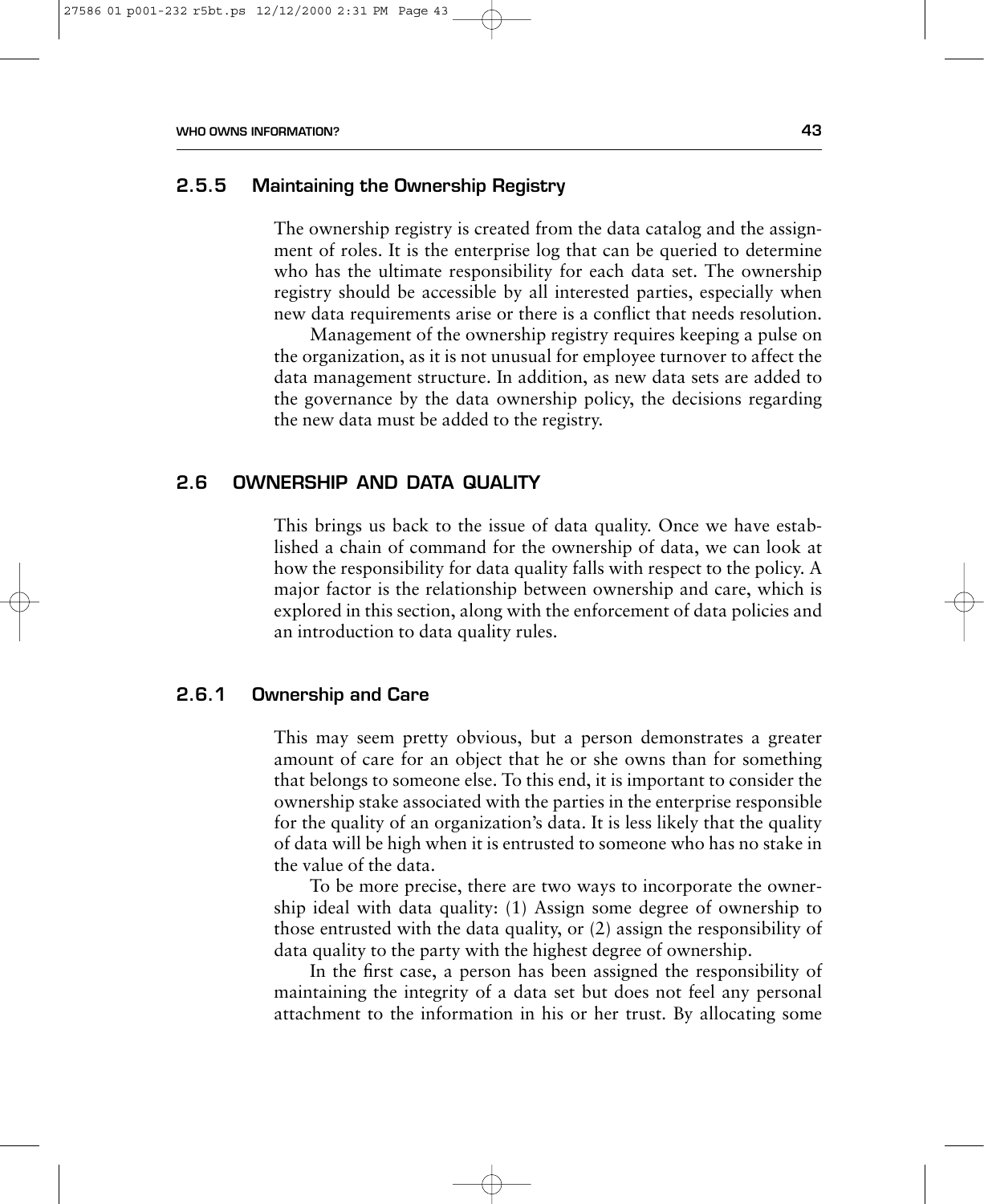### 2.5.5 Maintaining the Ownership Registry

The ownership registry is created from the data catalog and the assignment of roles. It is the enterprise log that can be queried to determine who has the ultimate responsibility for each data set. The ownership registry should be accessible by all interested parties, especially when new data requirements arise or there is a conflict that needs resolution.

Management of the ownership registry requires keeping a pulse on the organization, as it is not unusual for employee turnover to affect the data management structure. In addition, as new data sets are added to the governance by the data ownership policy, the decisions regarding the new data must be added to the registry.

## 2.6 OWNERSHIP AND DATA QUALITY

This brings us back to the issue of data quality. Once we have established a chain of command for the ownership of data, we can look at how the responsibility for data quality falls with respect to the policy. A major factor is the relationship between ownership and care, which is explored in this section, along with the enforcement of data policies and an introduction to data quality rules.

### 2.6.1 Ownership and Care

This may seem pretty obvious, but a person demonstrates a greater amount of care for an object that he or she owns than for something that belongs to someone else. To this end, it is important to consider the ownership stake associated with the parties in the enterprise responsible for the quality of an organization's data. It is less likely that the quality of data will be high when it is entrusted to someone who has no stake in the value of the data.

To be more precise, there are two ways to incorporate the ownership ideal with data quality: (1) Assign some degree of ownership to those entrusted with the data quality, or (2) assign the responsibility of data quality to the party with the highest degree of ownership.

In the first case, a person has been assigned the responsibility of maintaining the integrity of a data set but does not feel any personal attachment to the information in his or her trust. By allocating some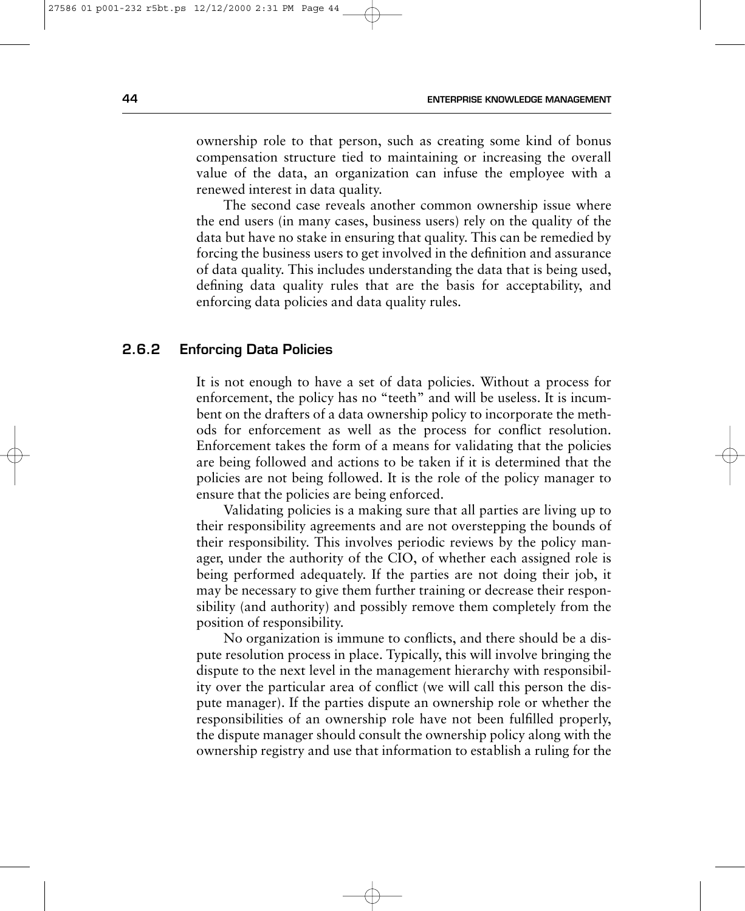ownership role to that person, such as creating some kind of bonus compensation structure tied to maintaining or increasing the overall value of the data, an organization can infuse the employee with a renewed interest in data quality.

The second case reveals another common ownership issue where the end users (in many cases, business users) rely on the quality of the data but have no stake in ensuring that quality. This can be remedied by forcing the business users to get involved in the definition and assurance of data quality. This includes understanding the data that is being used, defining data quality rules that are the basis for acceptability, and enforcing data policies and data quality rules.

### 2.6.2 Enforcing Data Policies

It is not enough to have a set of data policies. Without a process for enforcement, the policy has no "teeth" and will be useless. It is incumbent on the drafters of a data ownership policy to incorporate the methods for enforcement as well as the process for conflict resolution. Enforcement takes the form of a means for validating that the policies are being followed and actions to be taken if it is determined that the policies are not being followed. It is the role of the policy manager to ensure that the policies are being enforced.

Validating policies is a making sure that all parties are living up to their responsibility agreements and are not overstepping the bounds of their responsibility. This involves periodic reviews by the policy manager, under the authority of the CIO, of whether each assigned role is being performed adequately. If the parties are not doing their job, it may be necessary to give them further training or decrease their responsibility (and authority) and possibly remove them completely from the position of responsibility.

No organization is immune to conflicts, and there should be a dispute resolution process in place. Typically, this will involve bringing the dispute to the next level in the management hierarchy with responsibility over the particular area of conflict (we will call this person the dispute manager). If the parties dispute an ownership role or whether the responsibilities of an ownership role have not been fulfilled properly, the dispute manager should consult the ownership policy along with the ownership registry and use that information to establish a ruling for the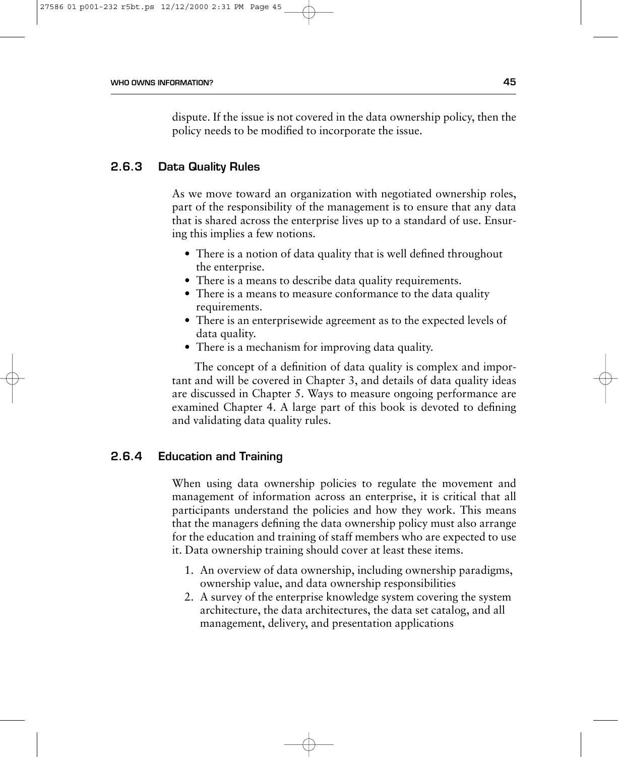dispute. If the issue is not covered in the data ownership policy, then the policy needs to be modified to incorporate the issue.

### 2.6.3 Data Quality Rules

As we move toward an organization with negotiated ownership roles, part of the responsibility of the management is to ensure that any data that is shared across the enterprise lives up to a standard of use. Ensuring this implies a few notions.

- There is a notion of data quality that is well defined throughout the enterprise.
- There is a means to describe data quality requirements.
- There is a means to measure conformance to the data quality requirements.
- There is an enterprisewide agreement as to the expected levels of data quality.
- There is a mechanism for improving data quality.

The concept of a definition of data quality is complex and important and will be covered in Chapter 3, and details of data quality ideas are discussed in Chapter 5. Ways to measure ongoing performance are examined Chapter 4. A large part of this book is devoted to defining and validating data quality rules.

### 2.6.4 Education and Training

When using data ownership policies to regulate the movement and management of information across an enterprise, it is critical that all participants understand the policies and how they work. This means that the managers defining the data ownership policy must also arrange for the education and training of staff members who are expected to use it. Data ownership training should cover at least these items.

1. An overview of data ownership, including ownership paradigms, ownership value, and data ownership responsibilities
2. A survey of the enterprise knowledge system covering the system architecture, the data architectures, the data set catalog, and all management, delivery, and presentation applications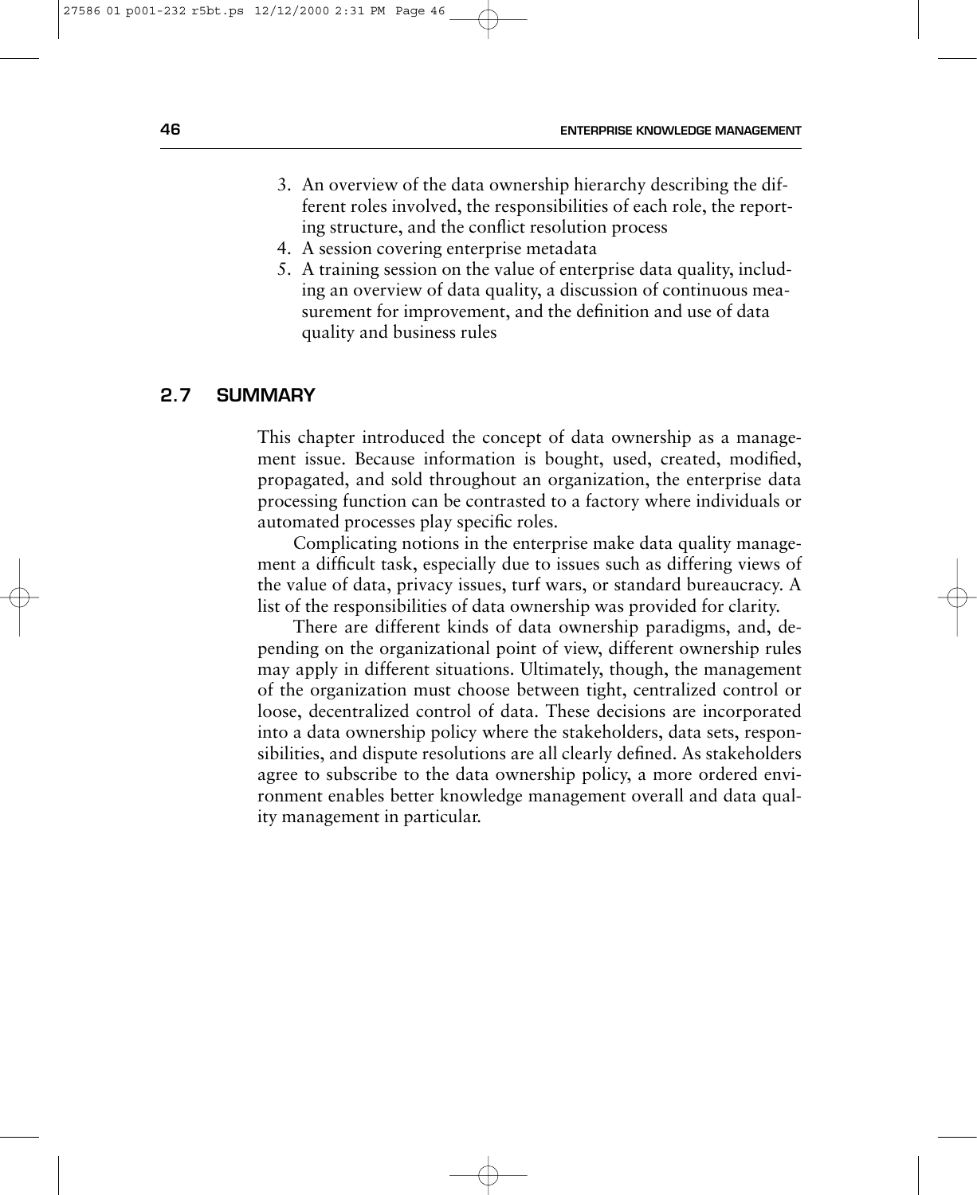3. An overview of the data ownership hierarchy describing the different roles involved, the responsibilities of each role, the reporting structure, and the conflict resolution process
4. A session covering enterprise metadata
5. A training session on the value of enterprise data quality, including an overview of data quality, a discussion of continuous measurement for improvement, and the definition and use of data quality and business rules

## 2.7 SUMMARY

This chapter introduced the concept of data ownership as a management issue. Because information is bought, used, created, modified, propagated, and sold throughout an organization, the enterprise data processing function can be contrasted to a factory where individuals or automated processes play specific roles.

Complicating notions in the enterprise make data quality management a difficult task, especially due to issues such as differing views of the value of data, privacy issues, turf wars, or standard bureaucracy. A list of the responsibilities of data ownership was provided for clarity.

There are different kinds of data ownership paradigms, and, depending on the organizational point of view, different ownership rules may apply in different situations. Ultimately, though, the management of the organization must choose between tight, centralized control or loose, decentralized control of data. These decisions are incorporated into a data ownership policy where the stakeholders, data sets, responsibilities, and dispute resolutions are all clearly defined. As stakeholders agree to subscribe to the data ownership policy, a more ordered environment enables better knowledge management overall and data quality management in particular.